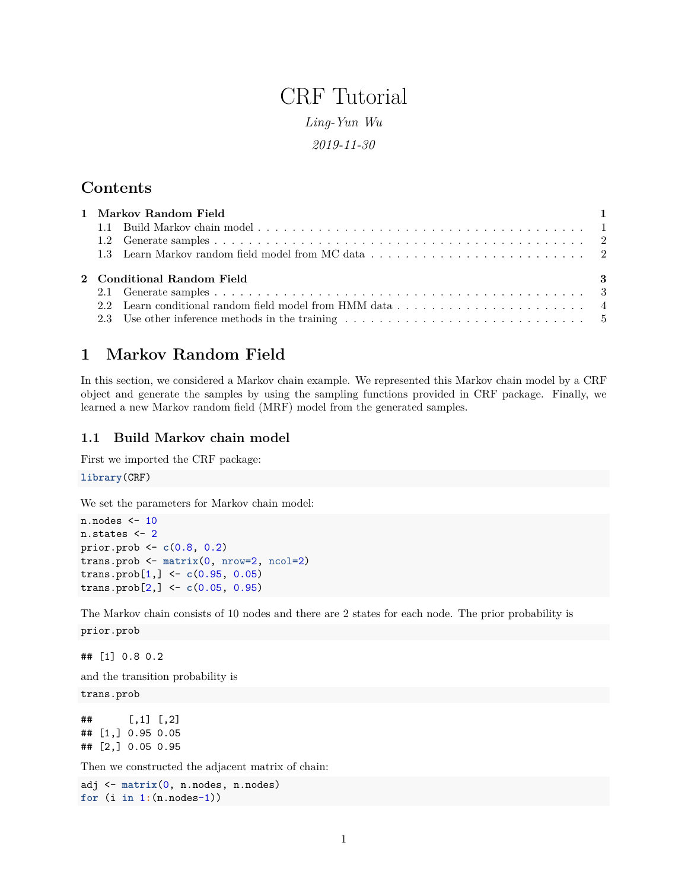# CRF Tutorial

*Ling-Yun Wu*

*2019-11-30*

## Contents

- 1 Markov Random Field — 1
  - 1.1 Build Markov chain model — 1
  - 1.2 Generate samples — 2
  - 1.3 Learn Markov random field model from MC data — 2
- 2 Conditional Random Field — 3
  - 2.1 Generate samples — 3
  - 2.2 Learn conditional random field model from HMM data — 4
  - 2.3 Use other inference methods in the training — 5

# 1 Markov Random Field

In this section, we considered a Markov chain example. We represented this Markov chain model by a CRF object and generate the samples by using the sampling functions provided in CRF package. Finally, we learned a new Markov random field (MRF) model from the generated samples.

## 1.1 Build Markov chain model

First we imported the CRF package:

```
library(CRF)
```

We set the parameters for Markov chain model:

```
n.nodes <- 10
n.states <- 2
prior.prob <- c(0.8, 0.2)
trans.prob <- matrix(0, nrow=2, ncol=2)
trans.prob[1,] <- c(0.95, 0.05)
trans.prob[2,] <- c(0.05, 0.95)
```

The Markov chain consists of 10 nodes and there are 2 states for each node. The prior probability is

```
prior.prob
```

```
## [1] 0.8 0.2
```

and the transition probability is

```
trans.prob
```

```
##      [,1] [,2]
## [1,] 0.95 0.05
## [2,] 0.05 0.95
```

Then we constructed the adjacent matrix of chain:

```
adj <- matrix(0, n.nodes, n.nodes)
for (i in 1:(n.nodes-1))
```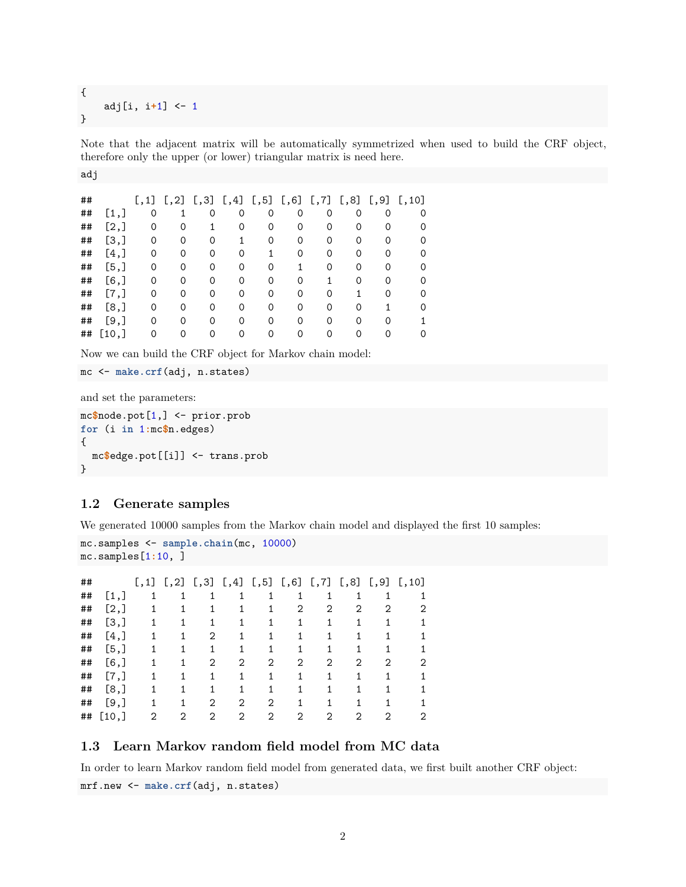```
{
    adj[i, i+1] <- 1
}
```

Note that the adjacent matrix will be automatically symmetrized when used to build the CRF object, therefore only the upper (or lower) triangular matrix is need here.

```
adj
```

```
##       [,1] [,2] [,3] [,4] [,5] [,6] [,7] [,8] [,9] [,10]
##  [1,]    0    1    0    0    0    0    0    0    0     0
##  [2,]    0    0    1    0    0    0    0    0    0     0
##  [3,]    0    0    0    1    0    0    0    0    0     0
##  [4,]    0    0    0    0    1    0    0    0    0     0
##  [5,]    0    0    0    0    0    1    0    0    0     0
##  [6,]    0    0    0    0    0    0    1    0    0     0
##  [7,]    0    0    0    0    0    0    0    1    0     0
##  [8,]    0    0    0    0    0    0    0    0    1     0
##  [9,]    0    0    0    0    0    0    0    0    0     1
## [10,]    0    0    0    0    0    0    0    0    0     0
```

Now we can build the CRF object for Markov chain model:

```
mc <- make.crf(adj, n.states)
```

and set the parameters:

```
mc$node.pot[1,] <- prior.prob
for (i in 1:mc$n.edges)
{
  mc$edge.pot[[i]] <- trans.prob
}
```

### 1.2 Generate samples

We generated 10000 samples from the Markov chain model and displayed the first 10 samples:

```
mc.samples <- sample.chain(mc, 10000)
mc.samples[1:10, ]
```

```
##       [,1] [,2] [,3] [,4] [,5] [,6] [,7] [,8] [,9] [,10]
##  [1,]    1    1    1    1    1    1    1    1    1     1
##  [2,]    1    1    1    1    1    2    2    2    2     2
##  [3,]    1    1    1    1    1    1    1    1    1     1
##  [4,]    1    1    2    1    1    1    1    1    1     1
##  [5,]    1    1    1    1    1    1    1    1    1     1
##  [6,]    1    1    2    2    2    2    2    2    2     2
##  [7,]    1    1    1    1    1    1    1    1    1     1
##  [8,]    1    1    1    1    1    1    1    1    1     1
##  [9,]    1    1    2    2    2    1    1    1    1     1
## [10,]    2    2    2    2    2    2    2    2    2     2
```

### 1.3 Learn Markov random field model from MC data

In order to learn Markov random field model from generated data, we first built another CRF object:

```
mrf.new <- make.crf(adj, n.states)
```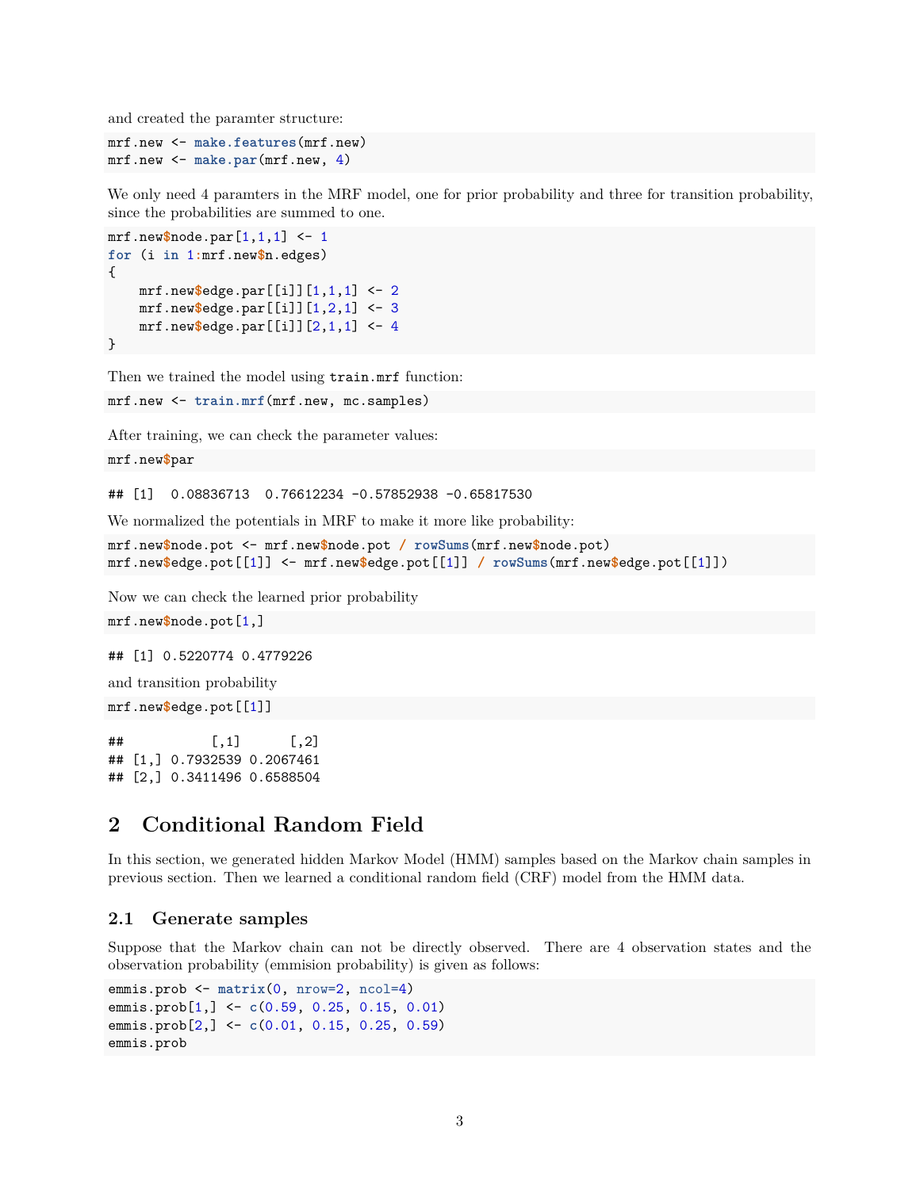and created the paramter structure:

```
mrf.new <- make.features(mrf.new)
mrf.new <- make.par(mrf.new, 4)
```

We only need 4 paramters in the MRF model, one for prior probability and three for transition probability, since the probabilities are summed to one.

```
mrf.new$node.par[1,1,1] <- 1
for (i in 1:mrf.new$n.edges)
{
    mrf.new$edge.par[[i]][1,1,1] <- 2
    mrf.new$edge.par[[i]][1,2,1] <- 3
    mrf.new$edge.par[[i]][2,1,1] <- 4
}
```

Then we trained the model using `train.mrf` function:

```
mrf.new <- train.mrf(mrf.new, mc.samples)
```

After training, we can check the parameter values:

```
mrf.new$par
```

```
## [1]  0.08836713  0.76612234 -0.57852938 -0.65817530
```

We normalized the potentials in MRF to make it more like probability:

```
mrf.new$node.pot <- mrf.new$node.pot / rowSums(mrf.new$node.pot)
mrf.new$edge.pot[[1]] <- mrf.new$edge.pot[[1]] / rowSums(mrf.new$edge.pot[[1]])
```

Now we can check the learned prior probability

```
mrf.new$node.pot[1,]
```

```
## [1] 0.5220774 0.4779226
```

and transition probability

```
mrf.new$edge.pot[[1]]
```

```
##           [,1]      [,2]
## [1,] 0.7932539 0.2067461
## [2,] 0.3411496 0.6588504
```

# 2 Conditional Random Field

In this section, we generated hidden Markov Model (HMM) samples based on the Markov chain samples in previous section. Then we learned a conditional random field (CRF) model from the HMM data.

## 2.1 Generate samples

Suppose that the Markov chain can not be directly observed. There are 4 observation states and the observation probability (emmision probability) is given as follows:

```
emmis.prob <- matrix(0, nrow=2, ncol=4)
emmis.prob[1,] <- c(0.59, 0.25, 0.15, 0.01)
emmis.prob[2,] <- c(0.01, 0.15, 0.25, 0.59)
emmis.prob
```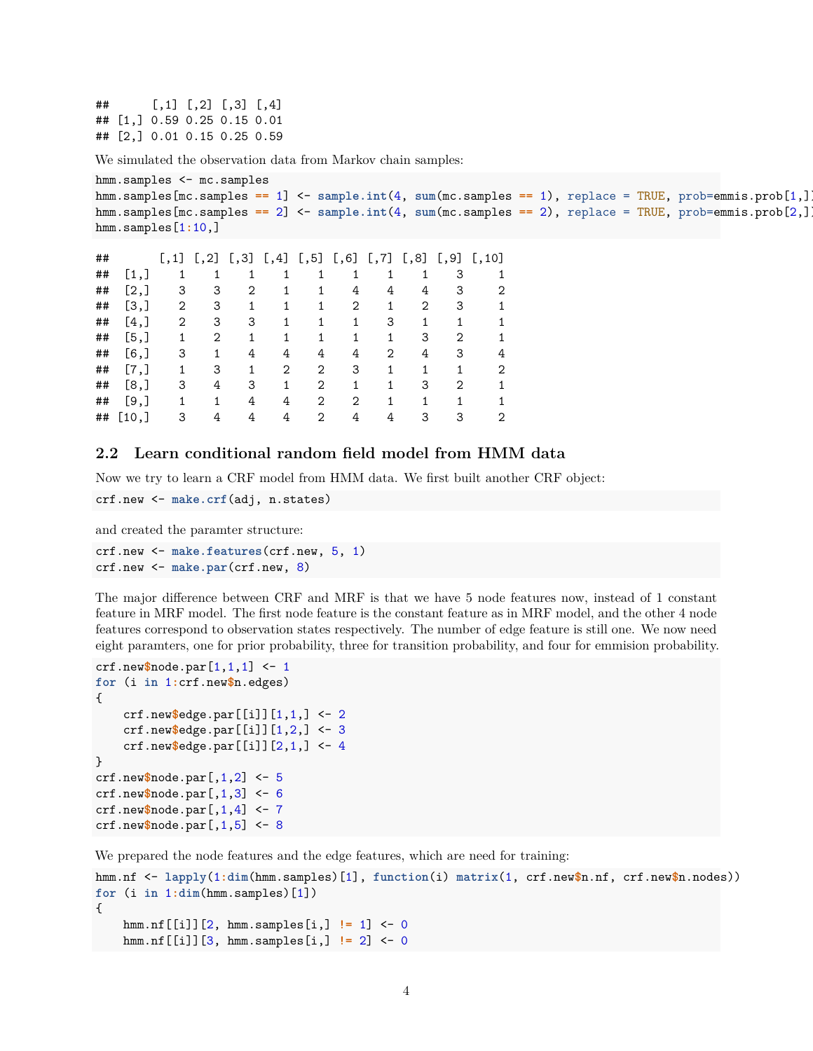```
##      [,1] [,2] [,3] [,4]
## [1,] 0.59 0.25 0.15 0.01
## [2,] 0.01 0.15 0.25 0.59
```

We simulated the observation data from Markov chain samples:

```
hmm.samples <- mc.samples
hmm.samples[mc.samples == 1] <- sample.int(4, sum(mc.samples == 1), replace = TRUE, prob=emmis.prob[1,])
hmm.samples[mc.samples == 2] <- sample.int(4, sum(mc.samples == 2), replace = TRUE, prob=emmis.prob[2,])
hmm.samples[1:10,]
```

```
##       [,1] [,2] [,3] [,4] [,5] [,6] [,7] [,8] [,9] [,10]
##  [1,]    1    1    1    1    1    1    1    1    3     1
##  [2,]    3    3    2    1    1    4    4    4    3     2
##  [3,]    2    3    1    1    1    2    1    2    3     1
##  [4,]    2    3    3    1    1    1    3    1    1     1
##  [5,]    1    2    1    1    1    1    1    3    2     1
##  [6,]    3    1    4    4    4    4    2    4    3     4
##  [7,]    1    3    1    2    2    3    1    1    1     2
##  [8,]    3    4    3    1    2    1    1    3    2     1
##  [9,]    1    1    4    4    2    2    1    1    1     1
## [10,]    3    4    4    4    2    4    4    3    3     2
```

## 2.2 Learn conditional random field model from HMM data

Now we try to learn a CRF model from HMM data. We first built another CRF object:

```
crf.new <- make.crf(adj, n.states)
```

and created the paramter structure:

```
crf.new <- make.features(crf.new, 5, 1)
crf.new <- make.par(crf.new, 8)
```

The major difference between CRF and MRF is that we have 5 node features now, instead of 1 constant feature in MRF model. The first node feature is the constant feature as in MRF model, and the other 4 node features correspond to observation states respectively. The number of edge feature is still one. We now need eight paramters, one for prior probability, three for transition probability, and four for emmision probability.

```
crf.new$node.par[1,1,1] <- 1
for (i in 1:crf.new$n.edges)
{
    crf.new$edge.par[[i]][1,1,] <- 2
    crf.new$edge.par[[i]][1,2,] <- 3
    crf.new$edge.par[[i]][2,1,] <- 4
}
crf.new$node.par[,1,2] <- 5
crf.new$node.par[,1,3] <- 6
crf.new$node.par[,1,4] <- 7
crf.new$node.par[,1,5] <- 8
```

We prepared the node features and the edge features, which are need for training:

```
hmm.nf <- lapply(1:dim(hmm.samples)[1], function(i) matrix(1, crf.new$n.nf, crf.new$n.nodes))
for (i in 1:dim(hmm.samples)[1])
{
    hmm.nf[[i]][2, hmm.samples[i,] != 1] <- 0
    hmm.nf[[i]][3, hmm.samples[i,] != 2] <- 0
```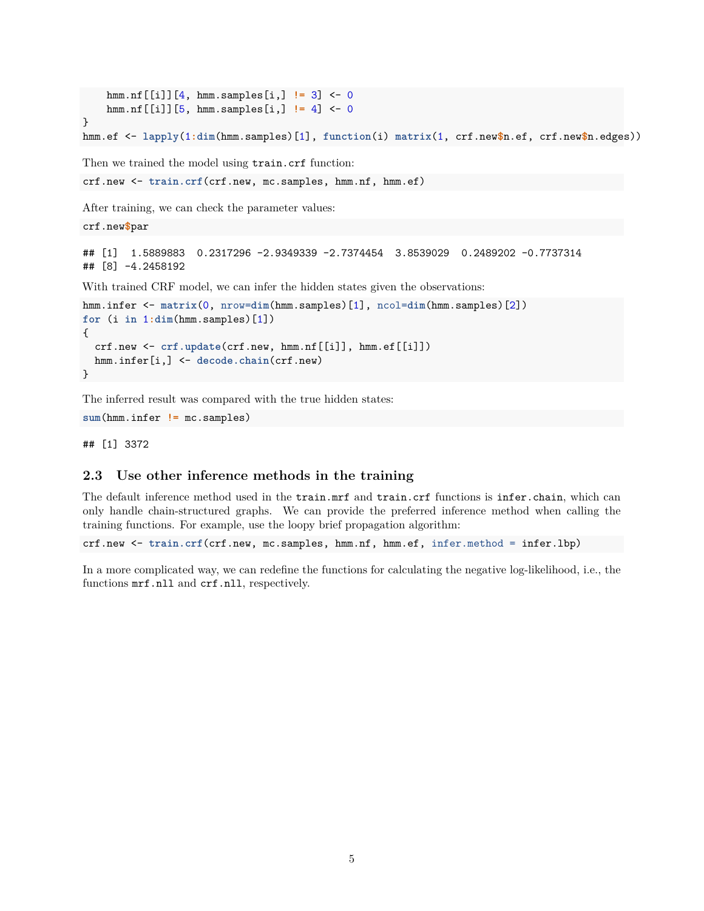```
    hmm.nf[[i]][4, hmm.samples[i,] != 3] <- 0
    hmm.nf[[i]][5, hmm.samples[i,] != 4] <- 0
}
hmm.ef <- lapply(1:dim(hmm.samples)[1], function(i) matrix(1, crf.new$n.ef, crf.new$n.edges))
```

Then we trained the model using `train.crf` function:

```
crf.new <- train.crf(crf.new, mc.samples, hmm.nf, hmm.ef)
```

After training, we can check the parameter values:

```
crf.new$par
```

```
## [1]  1.5889883  0.2317296 -2.9349339 -2.7374454  3.8539029  0.2489202 -0.7737314
## [8] -4.2458192
```

With trained CRF model, we can infer the hidden states given the observations:

```
hmm.infer <- matrix(0, nrow=dim(hmm.samples)[1], ncol=dim(hmm.samples)[2])
for (i in 1:dim(hmm.samples)[1])
{
  crf.new <- crf.update(crf.new, hmm.nf[[i]], hmm.ef[[i]])
  hmm.infer[i,] <- decode.chain(crf.new)
}
```

The inferred result was compared with the true hidden states:

```
sum(hmm.infer != mc.samples)
```

```
## [1] 3372
```

### 2.3 Use other inference methods in the training

The default inference method used in the `train.mrf` and `train.crf` functions is `infer.chain`, which can only handle chain-structured graphs. We can provide the preferred inference method when calling the training functions. For example, use the loopy brief propagation algorithm:

```
crf.new <- train.crf(crf.new, mc.samples, hmm.nf, hmm.ef, infer.method = infer.lbp)
```

In a more complicated way, we can redefine the functions for calculating the negative log-likelihood, i.e., the functions `mrf.nll` and `crf.nll`, respectively.